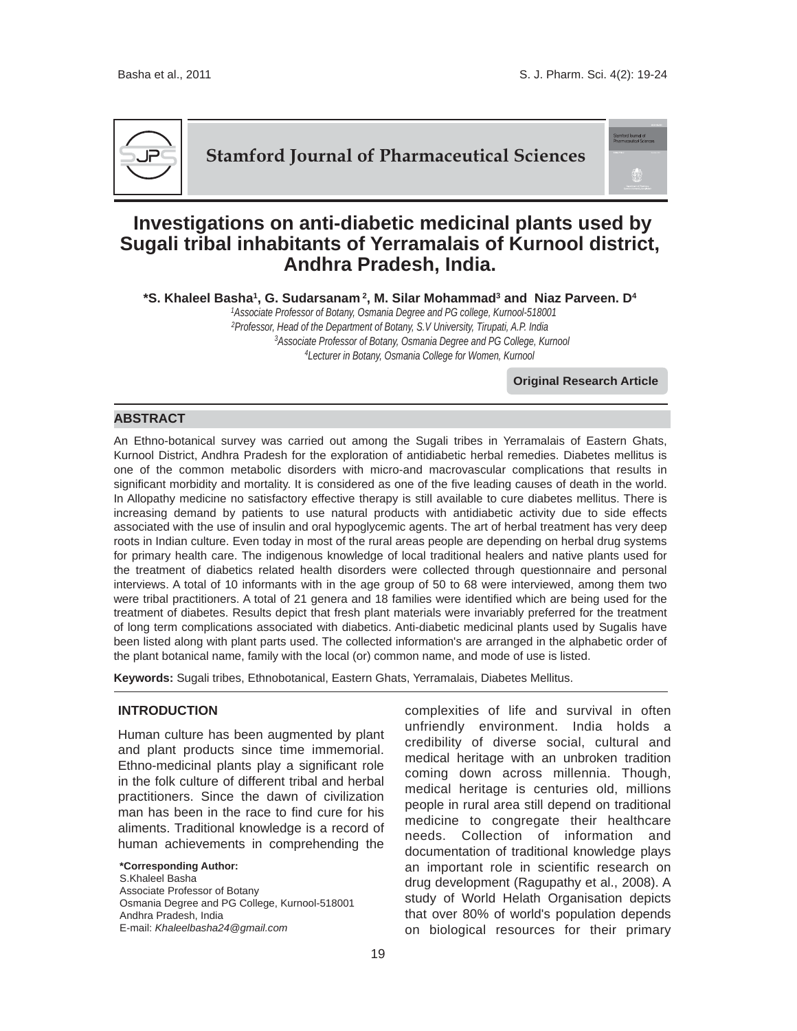Stamford Journal of Pharmaceutical Sciences

# Investigations on anti-diabetic medicinal plants used by Sugali tribal inhabitants of Yerramalais of Kurnool district, Andhra Pradesh, India.

**\*S. Khaleel Basha[1], G. Sudarsanam[2], M. Silar Mohammad[3] and Niaz Parveen. D[4]**

[1]*Associate Professor of Botany, Osmania Degree and PG college, Kurnool-518001*
[2]*Professor, Head of the Department of Botany, S.V University, Tirupati, A.P. India*
[3]*Associate Professor of Botany, Osmania Degree and PG College, Kurnool*
[4]*Lecturer in Botany, Osmania College for Women, Kurnool*

**Original Research Article**

## ABSTRACT

An Ethno-botanical survey was carried out among the Sugali tribes in Yerramalais of Eastern Ghats, Kurnool District, Andhra Pradesh for the exploration of antidiabetic herbal remedies. Diabetes mellitus is one of the common metabolic disorders with micro-and macrovascular complications that results in significant morbidity and mortality. It is considered as one of the five leading causes of death in the world. In Allopathy medicine no satisfactory effective therapy is still available to cure diabetes mellitus. There is increasing demand by patients to use natural products with antidiabetic activity due to side effects associated with the use of insulin and oral hypoglycemic agents. The art of herbal treatment has very deep roots in Indian culture. Even today in most of the rural areas people are depending on herbal drug systems for primary health care. The indigenous knowledge of local traditional healers and native plants used for the treatment of diabetics related health disorders were collected through questionnaire and personal interviews. A total of 10 informants with in the age group of 50 to 68 were interviewed, among them two were tribal practitioners. A total of 21 genera and 18 families were identified which are being used for the treatment of diabetes. Results depict that fresh plant materials were invariably preferred for the treatment of long term complications associated with diabetics. Anti-diabetic medicinal plants used by Sugalis have been listed along with plant parts used. The collected information's are arranged in the alphabetic order of the plant botanical name, family with the local (or) common name, and mode of use is listed.

**Keywords:** Sugali tribes, Ethnobotanical, Eastern Ghats, Yerramalais, Diabetes Mellitus.

## INTRODUCTION

Human culture has been augmented by plant and plant products since time immemorial. Ethno-medicinal plants play a significant role in the folk culture of different tribal and herbal practitioners. Since the dawn of civilization man has been in the race to find cure for his aliments. Traditional knowledge is a record of human achievements in comprehending the complexities of life and survival in often unfriendly environment. India holds a credibility of diverse social, cultural and medical heritage with an unbroken tradition coming down across millennia. Though, medical heritage is centuries old, millions people in rural area still depend on traditional medicine to congregate their healthcare needs. Collection of information and documentation of traditional knowledge plays an important role in scientific research on drug development (Ragupathy et al., 2008). A study of World Helath Organisation depicts that over 80% of world's population depends on biological resources for their primary

**\*Corresponding Author:**
S.Khaleel Basha
Associate Professor of Botany
Osmania Degree and PG College, Kurnool-518001
Andhra Pradesh, India
E-mail: *Khaleelbasha24@gmail.com*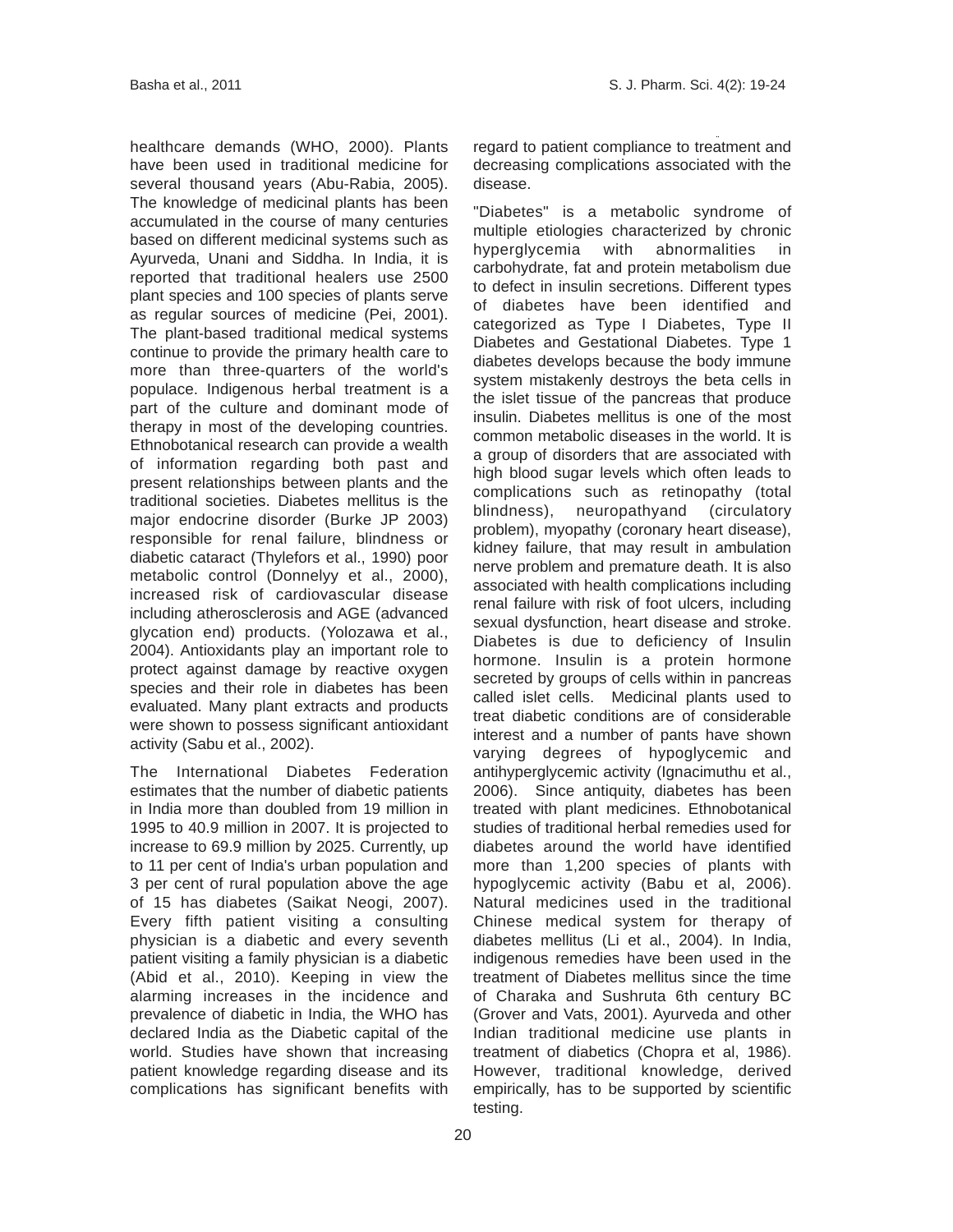healthcare demands (WHO, 2000). Plants have been used in traditional medicine for several thousand years (Abu-Rabia, 2005). The knowledge of medicinal plants has been accumulated in the course of many centuries based on different medicinal systems such as Ayurveda, Unani and Siddha. In India, it is reported that traditional healers use 2500 plant species and 100 species of plants serve as regular sources of medicine (Pei, 2001). The plant-based traditional medical systems continue to provide the primary health care to more than three-quarters of the world's populace. Indigenous herbal treatment is a part of the culture and dominant mode of therapy in most of the developing countries. Ethnobotanical research can provide a wealth of information regarding both past and present relationships between plants and the traditional societies. Diabetes mellitus is the major endocrine disorder (Burke JP 2003) responsible for renal failure, blindness or diabetic cataract (Thylefors et al., 1990) poor metabolic control (Donnelyy et al., 2000), increased risk of cardiovascular disease including atherosclerosis and AGE (advanced glycation end) products. (Yolozawa et al., 2004). Antioxidants play an important role to protect against damage by reactive oxygen species and their role in diabetes has been evaluated. Many plant extracts and products were shown to possess significant antioxidant activity (Sabu et al., 2002).

The International Diabetes Federation estimates that the number of diabetic patients in India more than doubled from 19 million in 1995 to 40.9 million in 2007. It is projected to increase to 69.9 million by 2025. Currently, up to 11 per cent of India's urban population and 3 per cent of rural population above the age of 15 has diabetes (Saikat Neogi, 2007). Every fifth patient visiting a consulting physician is a diabetic and every seventh patient visiting a family physician is a diabetic (Abid et al., 2010). Keeping in view the alarming increases in the incidence and prevalence of diabetic in India, the WHO has declared India as the Diabetic capital of the world. Studies have shown that increasing patient knowledge regarding disease and its complications has significant benefits with regard to patient compliance to treatment and decreasing complications associated with the disease.

"Diabetes" is a metabolic syndrome of multiple etiologies characterized by chronic hyperglycemia with abnormalities in carbohydrate, fat and protein metabolism due to defect in insulin secretions. Different types of diabetes have been identified and categorized as Type I Diabetes, Type II Diabetes and Gestational Diabetes. Type 1 diabetes develops because the body immune system mistakenly destroys the beta cells in the islet tissue of the pancreas that produce insulin. Diabetes mellitus is one of the most common metabolic diseases in the world. It is a group of disorders that are associated with high blood sugar levels which often leads to complications such as retinopathy (total blindness), neuropathyand (circulatory problem), myopathy (coronary heart disease), kidney failure, that may result in ambulation nerve problem and premature death. It is also associated with health complications including renal failure with risk of foot ulcers, including sexual dysfunction, heart disease and stroke. Diabetes is due to deficiency of Insulin hormone. Insulin is a protein hormone secreted by groups of cells within in pancreas called islet cells. Medicinal plants used to treat diabetic conditions are of considerable interest and a number of pants have shown varying degrees of hypoglycemic and antihyperglycemic activity (Ignacimuthu et al., 2006). Since antiquity, diabetes has been treated with plant medicines. Ethnobotanical studies of traditional herbal remedies used for diabetes around the world have identified more than 1,200 species of plants with hypoglycemic activity (Babu et al, 2006). Natural medicines used in the traditional Chinese medical system for therapy of diabetes mellitus (Li et al., 2004). In India, indigenous remedies have been used in the treatment of Diabetes mellitus since the time of Charaka and Sushruta 6th century BC (Grover and Vats, 2001). Ayurveda and other Indian traditional medicine use plants in treatment of diabetics (Chopra et al, 1986). However, traditional knowledge, derived empirically, has to be supported by scientific testing.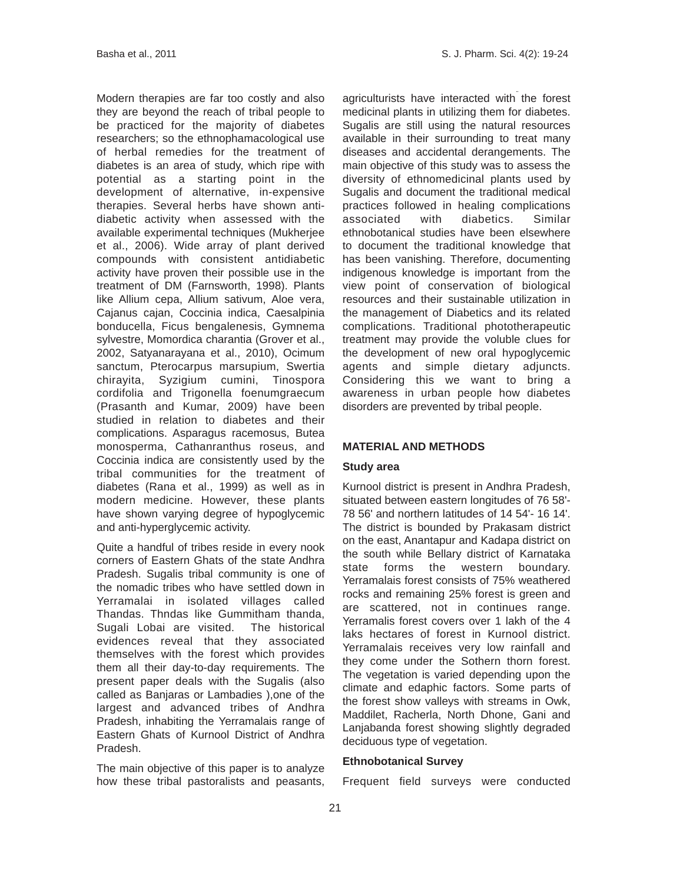Modern therapies are far too costly and also they are beyond the reach of tribal people to be practiced for the majority of diabetes researchers; so the ethnophamacological use of herbal remedies for the treatment of diabetes is an area of study, which ripe with potential as a starting point in the development of alternative, in-expensive therapies. Several herbs have shown anti-diabetic activity when assessed with the available experimental techniques (Mukherjee et al., 2006). Wide array of plant derived compounds with consistent antidiabetic activity have proven their possible use in the treatment of DM (Farnsworth, 1998). Plants like Allium cepa, Allium sativum, Aloe vera, Cajanus cajan, Coccinia indica, Caesalpinia bonducella, Ficus bengalenesis, Gymnema sylvestre, Momordica charantia (Grover et al., 2002, Satyanarayana et al., 2010), Ocimum sanctum, Pterocarpus marsupium, Swertia chirayita, Syzigium cumini, Tinospora cordifolia and Trigonella foenumgraecum (Prasanth and Kumar, 2009) have been studied in relation to diabetes and their complications. Asparagus racemosus, Butea monosperma, Cathanranthus roseus, and Coccinia indica are consistently used by the tribal communities for the treatment of diabetes (Rana et al., 1999) as well as in modern medicine. However, these plants have shown varying degree of hypoglycemic and anti-hyperglycemic activity.

Quite a handful of tribes reside in every nook corners of Eastern Ghats of the state Andhra Pradesh. Sugalis tribal community is one of the nomadic tribes who have settled down in Yerramalai in isolated villages called Thandas. Thndas like Gummitham thanda, Sugali Lobai are visited. The historical evidences reveal that they associated themselves with the forest which provides them all their day-to-day requirements. The present paper deals with the Sugalis (also called as Banjaras or Lambadies ),one of the largest and advanced tribes of Andhra Pradesh, inhabiting the Yerramalais range of Eastern Ghats of Kurnool District of Andhra Pradesh.

The main objective of this paper is to analyze how these tribal pastoralists and peasants, agriculturists have interacted with the forest medicinal plants in utilizing them for diabetes. Sugalis are still using the natural resources available in their surrounding to treat many diseases and accidental derangements. The main objective of this study was to assess the diversity of ethnomedicinal plants used by Sugalis and document the traditional medical practices followed in healing complications associated with diabetics. Similar ethnobotanical studies have been elsewhere to document the traditional knowledge that has been vanishing. Therefore, documenting indigenous knowledge is important from the view point of conservation of biological resources and their sustainable utilization in the management of Diabetics and its related complications. Traditional phototherapeutic treatment may provide the voluble clues for the development of new oral hypoglycemic agents and simple dietary adjuncts. Considering this we want to bring a awareness in urban people how diabetes disorders are prevented by tribal people.

## MATERIAL AND METHODS

### Study area

Kurnool district is present in Andhra Pradesh, situated between eastern longitudes of 76 58'- 78 56' and northern latitudes of 14 54'- 16 14'. The district is bounded by Prakasam district on the east, Anantapur and Kadapa district on the south while Bellary district of Karnataka state forms the western boundary. Yerramalais forest consists of 75% weathered rocks and remaining 25% forest is green and are scattered, not in continues range. Yerramalis forest covers over 1 lakh of the 4 laks hectares of forest in Kurnool district. Yerramalais receives very low rainfall and they come under the Sothern thorn forest. The vegetation is varied depending upon the climate and edaphic factors. Some parts of the forest show valleys with streams in Owk, Maddilet, Racherla, North Dhone, Gani and Lanjabanda forest showing slightly degraded deciduous type of vegetation.

### Ethnobotanical Survey

Frequent field surveys were conducted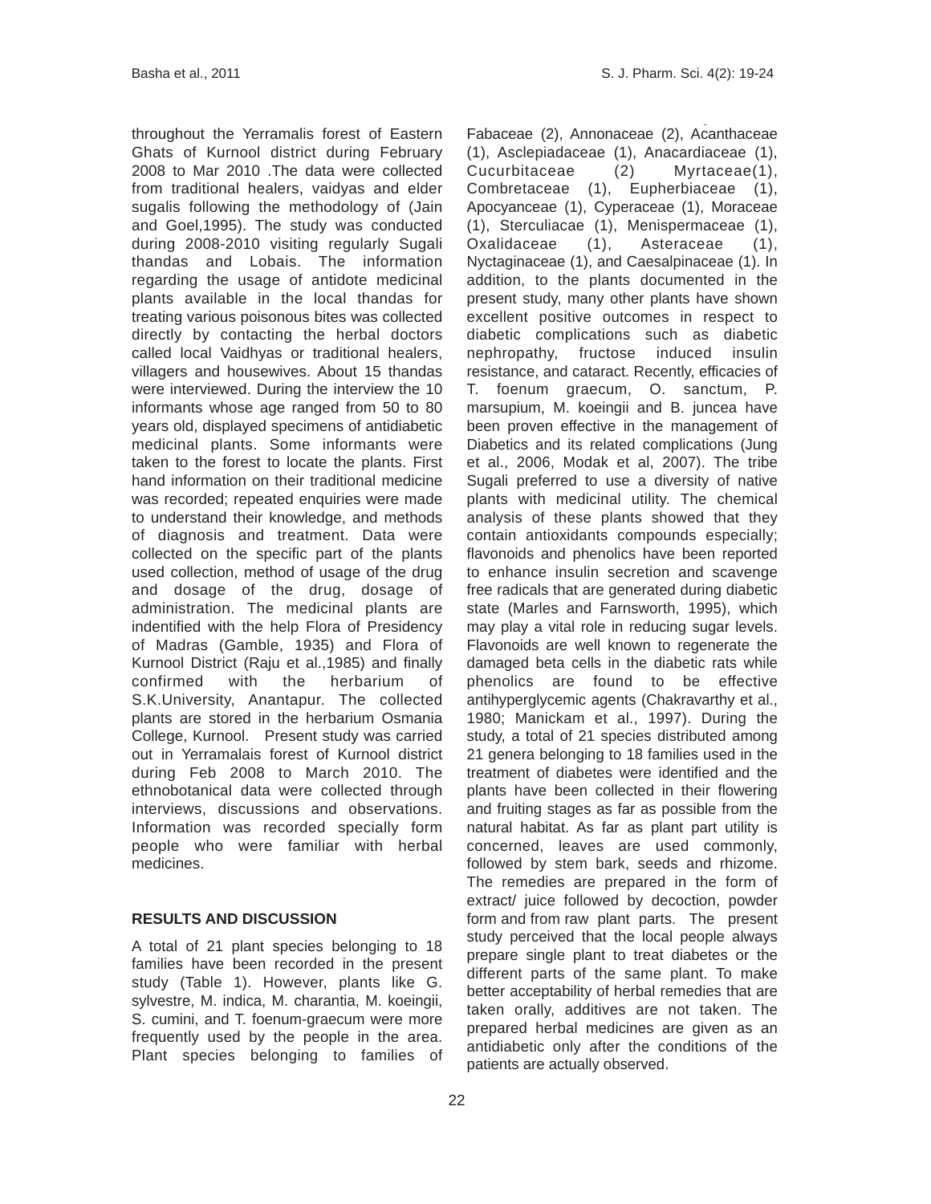throughout the Yerramalis forest of Eastern Ghats of Kurnool district during February 2008 to Mar 2010 .The data were collected from traditional healers, vaidyas and elder sugalis following the methodology of (Jain and Goel,1995). The study was conducted during 2008-2010 visiting regularly Sugali thandas and Lobais. The information regarding the usage of antidote medicinal plants available in the local thandas for treating various poisonous bites was collected directly by contacting the herbal doctors called local Vaidhyas or traditional healers, villagers and housewives. About 15 thandas were interviewed. During the interview the 10 informants whose age ranged from 50 to 80 years old, displayed specimens of antidiabetic medicinal plants. Some informants were taken to the forest to locate the plants. First hand information on their traditional medicine was recorded; repeated enquiries were made to understand their knowledge, and methods of diagnosis and treatment. Data were collected on the specific part of the plants used collection, method of usage of the drug and dosage of the drug, dosage of administration. The medicinal plants are indentified with the help Flora of Presidency of Madras (Gamble, 1935) and Flora of Kurnool District (Raju et al.,1985) and finally confirmed with the herbarium of S.K.University, Anantapur. The collected plants are stored in the herbarium Osmania College, Kurnool. Present study was carried out in Yerramalais forest of Kurnool district during Feb 2008 to March 2010. The ethnobotanical data were collected through interviews, discussions and observations. Information was recorded specially form people who were familiar with herbal medicines.

## RESULTS AND DISCUSSION

A total of 21 plant species belonging to 18 families have been recorded in the present study (Table 1). However, plants like G. sylvestre, M. indica, M. charantia, M. koeingii, S. cumini, and T. foenum-graecum were more frequently used by the people in the area. Plant species belonging to families of Fabaceae (2), Annonaceae (2), Acanthaceae (1), Asclepiadaceae (1), Anacardiaceae (1), Cucurbitaceae (2) Myrtaceae(1), Combretaceae (1), Eupherbiaceae (1), Apocyanceae (1), Cyperaceae (1), Moraceae (1), Sterculiacae (1), Menispermaceae (1), Oxalidaceae (1), Asteraceae (1), Nyctaginaceae (1), and Caesalpinaceae (1). In addition, to the plants documented in the present study, many other plants have shown excellent positive outcomes in respect to diabetic complications such as diabetic nephropathy, fructose induced insulin resistance, and cataract. Recently, efficacies of T. foenum graecum, O. sanctum, P. marsupium, M. koeingii and B. juncea have been proven effective in the management of Diabetics and its related complications (Jung et al., 2006, Modak et al, 2007). The tribe Sugali preferred to use a diversity of native plants with medicinal utility. The chemical analysis of these plants showed that they contain antioxidants compounds especially; flavonoids and phenolics have been reported to enhance insulin secretion and scavenge free radicals that are generated during diabetic state (Marles and Farnsworth, 1995), which may play a vital role in reducing sugar levels. Flavonoids are well known to regenerate the damaged beta cells in the diabetic rats while phenolics are found to be effective antihyperglycemic agents (Chakravarthy et al., 1980; Manickam et al., 1997). During the study, a total of 21 species distributed among 21 genera belonging to 18 families used in the treatment of diabetes were identified and the plants have been collected in their flowering and fruiting stages as far as possible from the natural habitat. As far as plant part utility is concerned, leaves are used commonly, followed by stem bark, seeds and rhizome. The remedies are prepared in the form of extract/ juice followed by decoction, powder form and from raw plant parts. The present study perceived that the local people always prepare single plant to treat diabetes or the different parts of the same plant. To make better acceptability of herbal remedies that are taken orally, additives are not taken. The prepared herbal medicines are given as an antidiabetic only after the conditions of the patients are actually observed.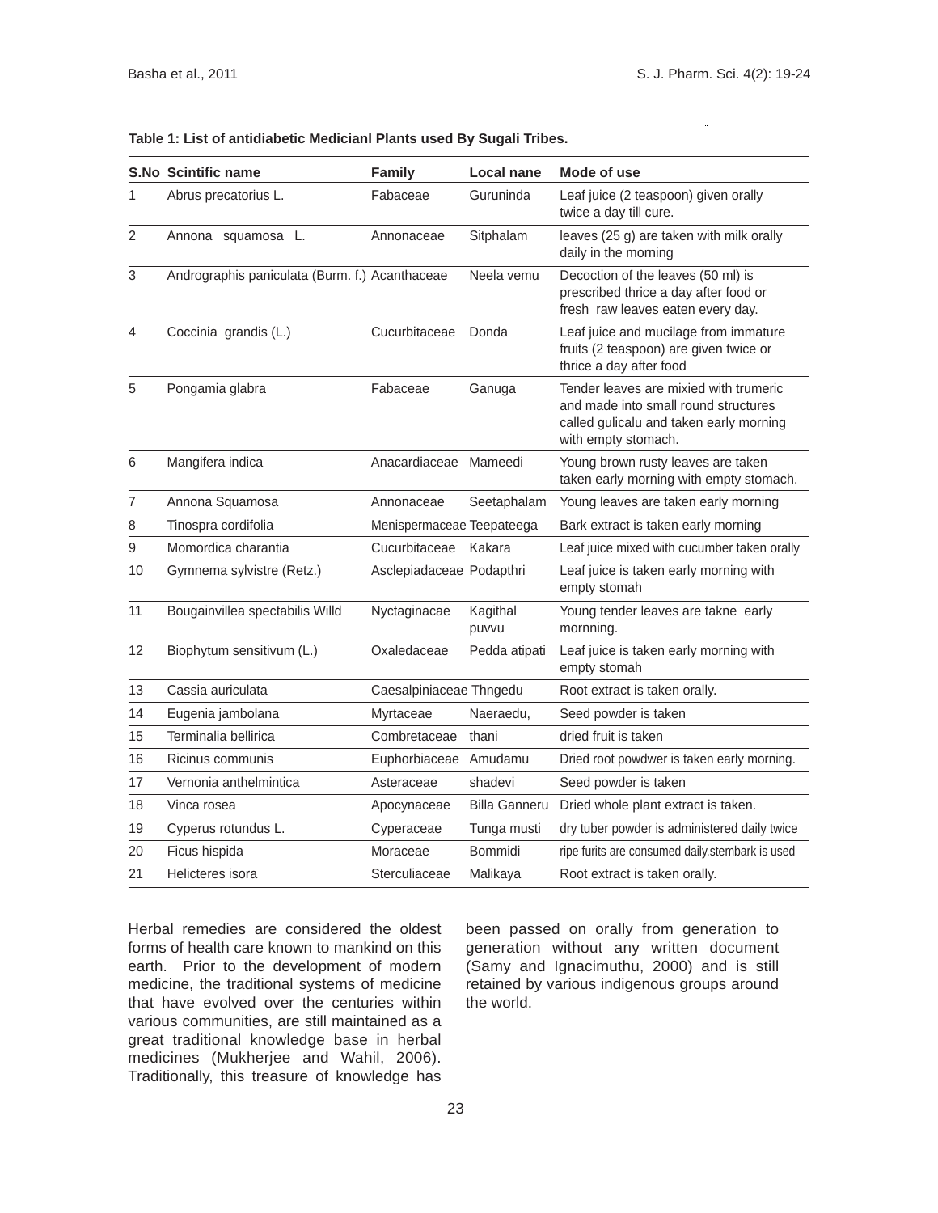**Table 1: List of antidiabetic Medicianl Plants used By Sugali Tribes.**

| S.No | Scintific name | Family | Local nane | Mode of use |
|---|---|---|---|---|
| 1 | Abrus precatorius L. | Fabaceae | Guruninda | Leaf juice (2 teaspoon) given orally twice a day till cure. |
| 2 | Annona squamosa L. | Annonaceae | Sitphalam | leaves (25 g) are taken with milk orally daily in the morning |
| 3 | Andrographis paniculata (Burm. f.) | Acanthaceae | Neela vemu | Decoction of the leaves (50 ml) is prescribed thrice a day after food or fresh raw leaves eaten every day. |
| 4 | Coccinia grandis (L.) | Cucurbitaceae | Donda | Leaf juice and mucilage from immature fruits (2 teaspoon) are given twice or thrice a day after food |
| 5 | Pongamia glabra | Fabaceae | Ganuga | Tender leaves are mixied with trumeric and made into small round structures called gulicalu and taken early morning with empty stomach. |
| 6 | Mangifera indica | Anacardiaceae | Mameedi | Young brown rusty leaves are taken taken early morning with empty stomach. |
| 7 | Annona Squamosa | Annonaceae | Seetaphalam | Young leaves are taken early morning |
| 8 | Tinospra cordifolia | Menispermaceae | Teepateega | Bark extract is taken early morning |
| 9 | Momordica charantia | Cucurbitaceae | Kakara | Leaf juice mixed with cucumber taken orally |
| 10 | Gymnema sylvistre (Retz.) | Asclepiadaceae | Podapthri | Leaf juice is taken early morning with empty stomah |
| 11 | Bougainvillea spectabilis Willd | Nyctaginacae | Kagithal puvvu | Young tender leaves are takne early mornning. |
| 12 | Biophytum sensitivum (L.) | Oxaledaceae | Pedda atipati | Leaf juice is taken early morning with empty stomah |
| 13 | Cassia auriculata | Caesalpiniaceae | Thngedu | Root extract is taken orally. |
| 14 | Eugenia jambolana | Myrtaceae | Naeraedu, | Seed powder is taken |
| 15 | Terminalia bellirica | Combretaceae | thani | dried fruit is taken |
| 16 | Ricinus communis | Euphorbiaceae | Amudamu | Dried root powdwer is taken early morning. |
| 17 | Vernonia anthelmintica | Asteraceae | shadevi | Seed powder is taken |
| 18 | Vinca rosea | Apocynaceae | Billa Ganneru | Dried whole plant extract is taken. |
| 19 | Cyperus rotundus L. | Cyperaceae | Tunga musti | dry tuber powder is administered daily twice |
| 20 | Ficus hispida | Moraceae | Bommidi | ripe furits are consumed daily.stembark is used |
| 21 | Helicteres isora | Sterculiaceae | Malikaya | Root extract is taken orally. |

Herbal remedies are considered the oldest forms of health care known to mankind on this earth. Prior to the development of modern medicine, the traditional systems of medicine that have evolved over the centuries within various communities, are still maintained as a great traditional knowledge base in herbal medicines (Mukherjee and Wahil, 2006). Traditionally, this treasure of knowledge has been passed on orally from generation to generation without any written document (Samy and Ignacimuthu, 2000) and is still retained by various indigenous groups around the world.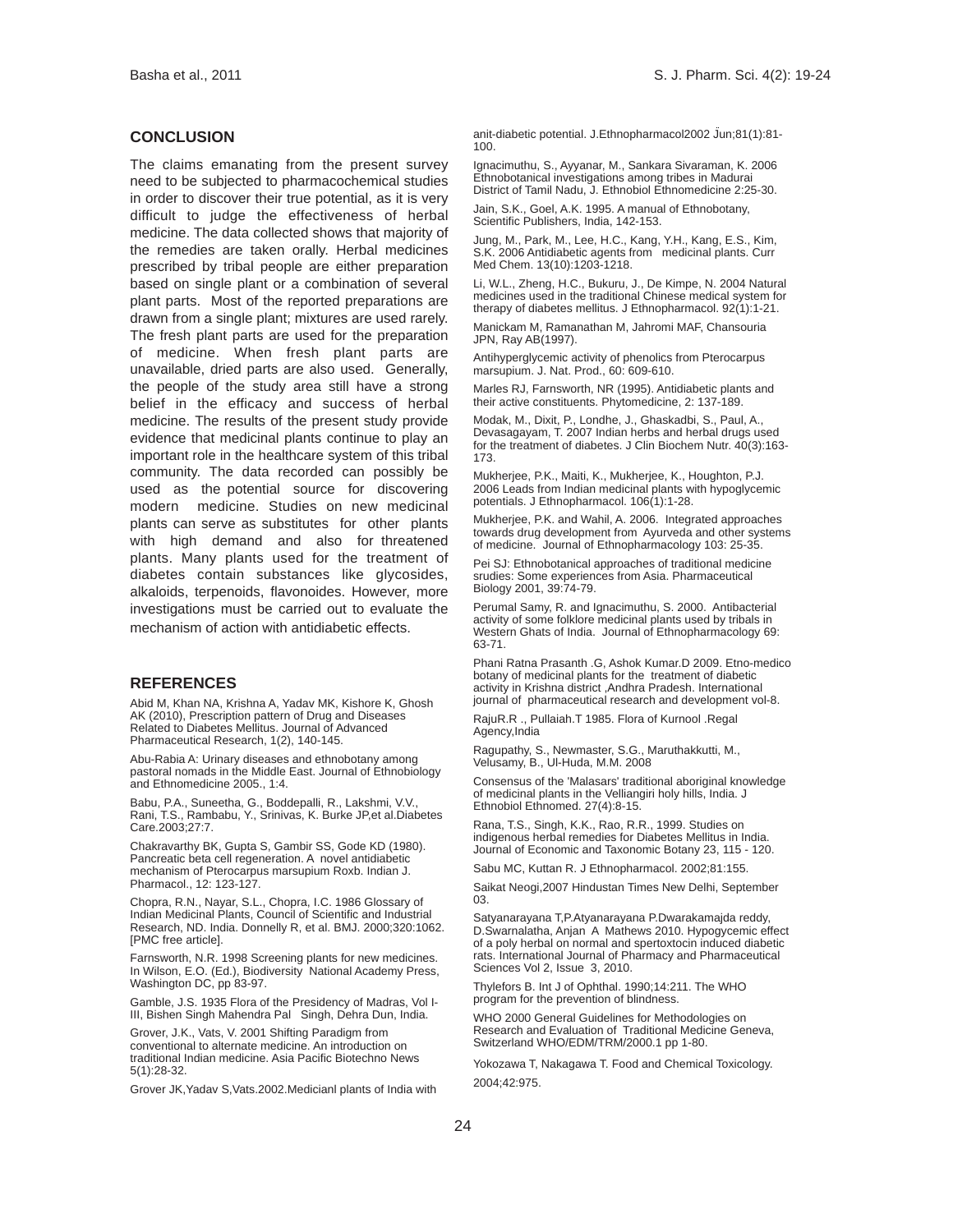## CONCLUSION

The claims emanating from the present survey need to be subjected to pharmacochemical studies in order to discover their true potential, as it is very difficult to judge the effectiveness of herbal medicine. The data collected shows that majority of the remedies are taken orally. Herbal medicines prescribed by tribal people are either preparation based on single plant or a combination of several plant parts. Most of the reported preparations are drawn from a single plant; mixtures are used rarely. The fresh plant parts are used for the preparation of medicine. When fresh plant parts are unavailable, dried parts are also used. Generally, the people of the study area still have a strong belief in the efficacy and success of herbal medicine. The results of the present study provide evidence that medicinal plants continue to play an important role in the healthcare system of this tribal community. The data recorded can possibly be used as the potential source for discovering modern medicine. Studies on new medicinal plants can serve as substitutes for other plants with high demand and also for threatened plants. Many plants used for the treatment of diabetes contain substances like glycosides, alkaloids, terpenoids, flavonoides. However, more investigations must be carried out to evaluate the mechanism of action with antidiabetic effects.

## REFERENCES

Abid M, Khan NA, Krishna A, Yadav MK, Kishore K, Ghosh AK (2010), Prescription pattern of Drug and Diseases Related to Diabetes Mellitus. Journal of Advanced Pharmaceutical Research, 1(2), 140-145.

Abu-Rabia A: Urinary diseases and ethnobotany among pastoral nomads in the Middle East. Journal of Ethnobiology and Ethnomedicine 2005., 1:4.

Babu, P.A., Suneetha, G., Boddepalli, R., Lakshmi, V.V., Rani, T.S., Rambabu, Y., Srinivas, K. Burke JP,et al.Diabetes Care.2003;27:7.

Chakravarthy BK, Gupta S, Gambir SS, Gode KD (1980). Pancreatic beta cell regeneration. A novel antidiabetic mechanism of Pterocarpus marsupium Roxb. Indian J. Pharmacol., 12: 123-127.

Chopra, R.N., Nayar, S.L., Chopra, I.C. 1986 Glossary of Indian Medicinal Plants, Council of Scientific and Industrial Research, ND. India. Donnelly R, et al. BMJ. 2000;320:1062. [PMC free article].

Farnsworth, N.R. 1998 Screening plants for new medicines. In Wilson, E.O. (Ed.), Biodiversity National Academy Press, Washington DC, pp 83-97.

Gamble, J.S. 1935 Flora of the Presidency of Madras, Vol I-III, Bishen Singh Mahendra Pal Singh, Dehra Dun, India.

Grover, J.K., Vats, V. 2001 Shifting Paradigm from conventional to alternate medicine. An introduction on traditional Indian medicine. Asia Pacific Biotechno News 5(1):28-32.

Grover JK,Yadav S,Vats.2002.Medicianl plants of India with anit-diabetic potential. J.Ethnopharmacol2002 Jun;81(1):81-100.

Ignacimuthu, S., Ayyanar, M., Sankara Sivaraman, K. 2006 Ethnobotanical investigations among tribes in Madurai District of Tamil Nadu, J. Ethnobiol Ethnomedicine 2:25-30.

Jain, S.K., Goel, A.K. 1995. A manual of Ethnobotany, Scientific Publishers, India, 142-153.

Jung, M., Park, M., Lee, H.C., Kang, Y.H., Kang, E.S., Kim, S.K. 2006 Antidiabetic agents from medicinal plants. Curr Med Chem. 13(10):1203-1218.

Li, W.L., Zheng, H.C., Bukuru, J., De Kimpe, N. 2004 Natural medicines used in the traditional Chinese medical system for therapy of diabetes mellitus. J Ethnopharmacol. 92(1):1-21.

Manickam M, Ramanathan M, Jahromi MAF, Chansouria JPN, Ray AB(1997).

Antihyperglycemic activity of phenolics from Pterocarpus marsupium. J. Nat. Prod., 60: 609-610.

Marles RJ, Farnsworth, NR (1995). Antidiabetic plants and their active constituents. Phytomedicine, 2: 137-189.

Modak, M., Dixit, P., Londhe, J., Ghaskadbi, S., Paul, A., Devasagayam, T. 2007 Indian herbs and herbal drugs used for the treatment of diabetes. J Clin Biochem Nutr. 40(3):163-173.

Mukherjee, P.K., Maiti, K., Mukherjee, K., Houghton, P.J. 2006 Leads from Indian medicinal plants with hypoglycemic potentials. J Ethnopharmacol. 106(1):1-28.

Mukherjee, P.K. and Wahil, A. 2006. Integrated approaches towards drug development from Ayurveda and other systems of medicine. Journal of Ethnopharmacology 103: 25-35.

Pei SJ: Ethnobotanical approaches of traditional medicine srudies: Some experiences from Asia. Pharmaceutical Biology 2001, 39:74-79.

Perumal Samy, R. and Ignacimuthu, S. 2000. Antibacterial activity of some folklore medicinal plants used by tribals in Western Ghats of India. Journal of Ethnopharmacology 69: 63-71.

Phani Ratna Prasanth .G, Ashok Kumar.D 2009. Etno-medico botany of medicinal plants for the treatment of diabetic activity in Krishna district ,Andhra Pradesh. International journal of pharmaceutical research and development vol-8.

RajuR.R ., Pullaiah.T 1985. Flora of Kurnool .Regal Agency,India

Ragupathy, S., Newmaster, S.G., Maruthakkutti, M., Velusamy, B., Ul-Huda, M.M. 2008

Consensus of the 'Malasars' traditional aboriginal knowledge of medicinal plants in the Velliangiri holy hills, India. J Ethnobiol Ethnomed. 27(4):8-15.

Rana, T.S., Singh, K.K., Rao, R.R., 1999. Studies on indigenous herbal remedies for Diabetes Mellitus in India. Journal of Economic and Taxonomic Botany 23, 115 - 120.

Sabu MC, Kuttan R. J Ethnopharmacol. 2002;81:155.

Saikat Neogi,2007 Hindustan Times New Delhi, September 03.

Satyanarayana T,P.Atyanarayana P.Dwarakamajda reddy, D.Swarnalatha, Anjan A Mathews 2010. Hypogycemic effect of a poly herbal on normal and spertoxtocin induced diabetic rats. International Journal of Pharmacy and Pharmaceutical Sciences Vol 2, Issue 3, 2010.

Thylefors B. Int J of Ophthal. 1990;14:211. The WHO program for the prevention of blindness.

WHO 2000 General Guidelines for Methodologies on Research and Evaluation of Traditional Medicine Geneva, Switzerland WHO/EDM/TRM/2000.1 pp 1-80.

Yokozawa T, Nakagawa T. Food and Chemical Toxicology. 2004;42:975.